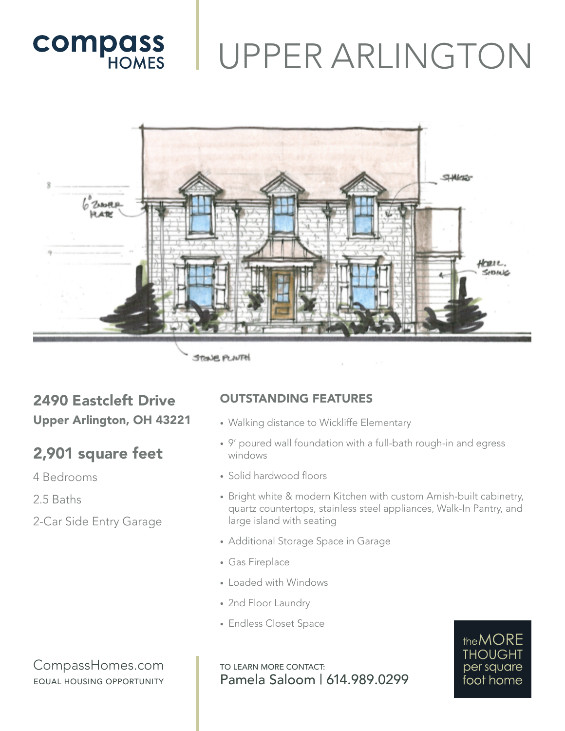compass HOMES

# UPPER ARLINGTON

## 2490 Eastcleft Drive

**Upper Arlington, OH 43221**

## 2,901 square feet

4 Bedrooms

2.5 Baths

2-Car Side Entry Garage

### OUTSTANDING FEATURES

- Walking distance to Wickliffe Elementary
- 9' poured wall foundation with a full-bath rough-in and egress windows
- Solid hardwood floors
- Bright white & modern Kitchen with custom Amish-built cabinetry, quartz countertops, stainless steel appliances, Walk-In Pantry, and large island with seating
- Additional Storage Space in Garage
- Gas Fireplace
- Loaded with Windows
- 2nd Floor Laundry
- Endless Closet Space

CompassHomes.com

EQUAL HOUSING OPPORTUNITY

TO LEARN MORE CONTACT:
Pamela Saloom | 614.989.0299

the MORE THOUGHT per square foot home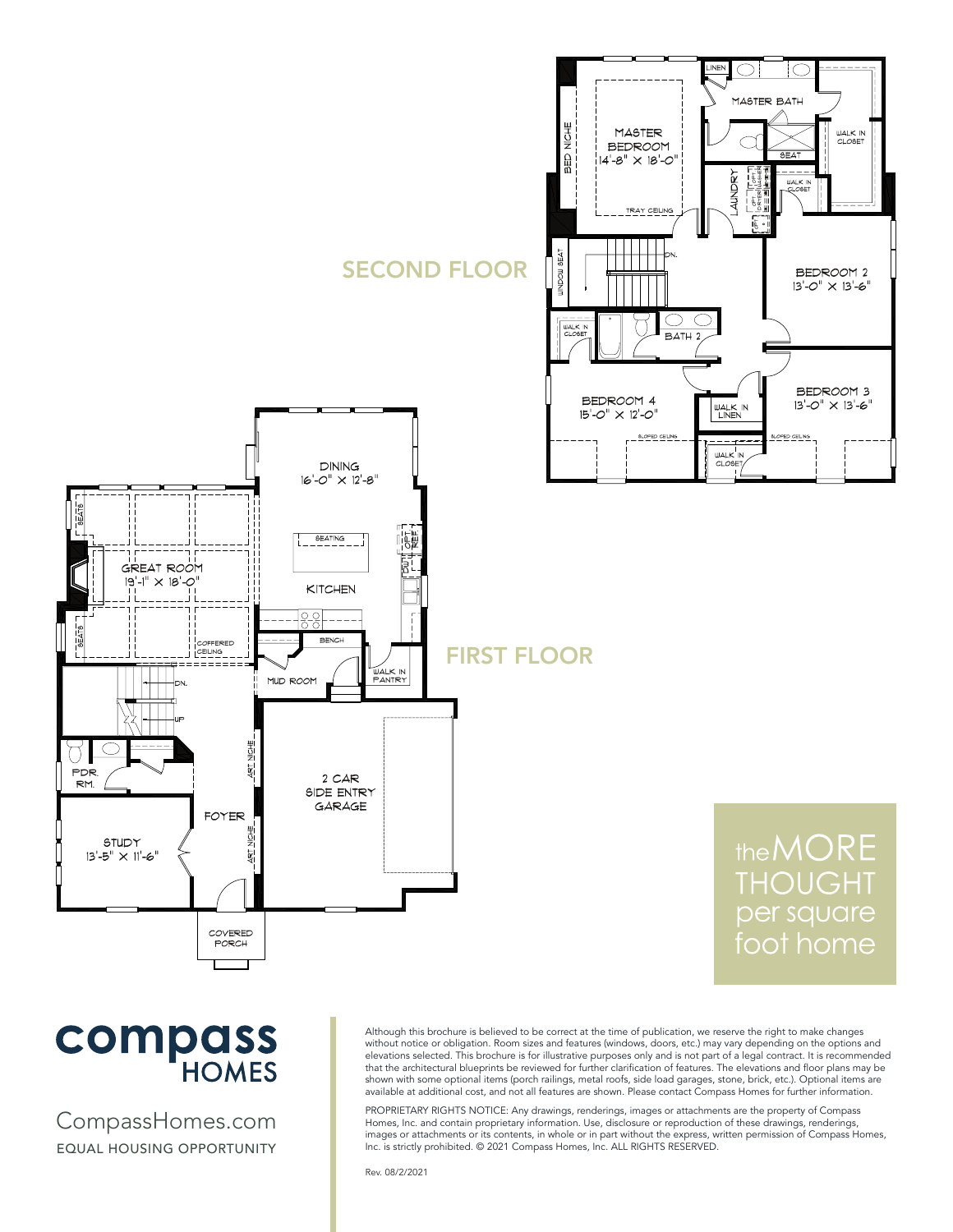## SECOND FLOOR

MASTER BEDROOM
14'-8" X 18'-0"

BED NICHE

TRAY CEILING

LINEN

MASTER BATH

SEAT

WALK IN CLOSET

LAUNDRY

OPT. DRYER

OPT. WASHER

WALK IN CLOSET

WINDOW SEAT

DN.

BEDROOM 2
13'-0" X 13'-6"

WALK IN CLOSET

BATH 2

BEDROOM 4
15'-0" X 12'-0"

WALK IN LINEN

BEDROOM 3
13'-0" X 13'-6"

SLOPED CEILING

SLOPED CEILING

WALK IN CLOSET

## FIRST FLOOR

DINING
16'-0" X 12'-8"

SEATING

OPT. REF.

DW

GREAT ROOM
19'-1" X 18'-0"

SEATS

SEATS

KITCHEN

COFFERED CEILING

BENCH

MUD ROOM

WALK IN PANTRY

DN.

UP

PDR. RM.

ART NICHE

2 CAR SIDE ENTRY GARAGE

FOYER

STUDY
13'-5" X 11'-6"

ART NICHE

COVERED PORCH

the MORE THOUGHT per square foot home

**compass HOMES**

CompassHomes.com

EQUAL HOUSING OPPORTUNITY

Although this brochure is believed to be correct at the time of publication, we reserve the right to make changes without notice or obligation. Room sizes and features (windows, doors, etc.) may vary depending on the options and elevations selected. This brochure is for illustrative purposes only and is not part of a legal contract. It is recommended that the architectural blueprints be reviewed for further clarification of features. The elevations and floor plans may be shown with some optional items (porch railings, metal roofs, side load garages, stone, brick, etc.). Optional items are available at additional cost, and not all features are shown. Please contact Compass Homes for further information.

PROPRIETARY RIGHTS NOTICE: Any drawings, renderings, images or attachments are the property of Compass Homes, Inc. and contain proprietary information. Use, disclosure or reproduction of these drawings, renderings, images or attachments or its contents, in whole or in part without the express, written permission of Compass Homes, Inc. is strictly prohibited. © 2021 Compass Homes, Inc. ALL RIGHTS RESERVED.

Rev. 08/2/2021